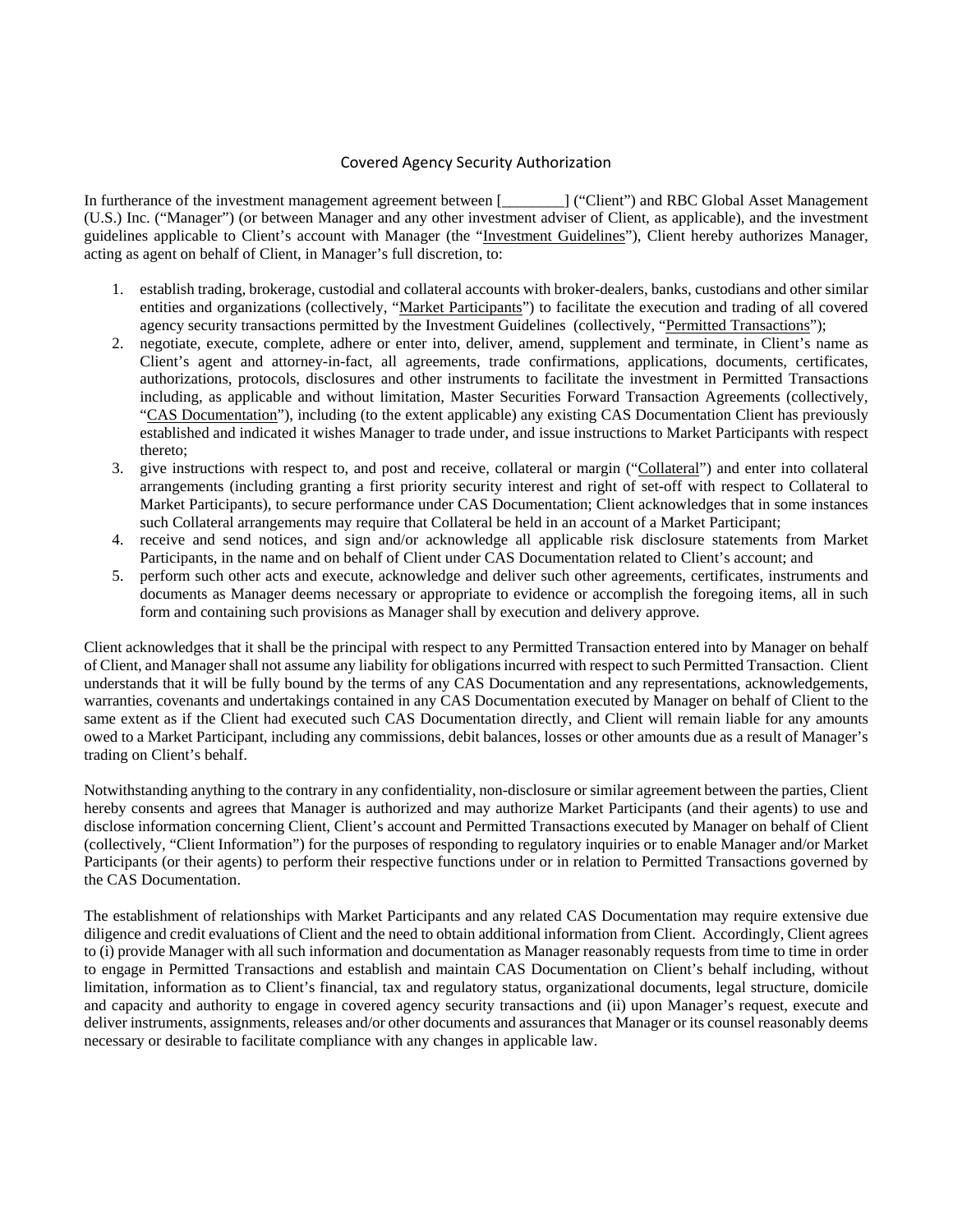# Covered Agency Security Authorization

In furtherance of the investment management agreement between [________] ("Client") and RBC Global Asset Management (U.S.) Inc. ("Manager") (or between Manager and any other investment adviser of Client, as applicable), and the investment guidelines applicable to Client's account with Manager (the "Investment Guidelines"), Client hereby authorizes Manager, acting as agent on behalf of Client, in Manager's full discretion, to:

1. establish trading, brokerage, custodial and collateral accounts with broker-dealers, banks, custodians and other similar entities and organizations (collectively, "Market Participants") to facilitate the execution and trading of all covered agency security transactions permitted by the Investment Guidelines (collectively, "Permitted Transactions");
2. negotiate, execute, complete, adhere or enter into, deliver, amend, supplement and terminate, in Client's name as Client's agent and attorney-in-fact, all agreements, trade confirmations, applications, documents, certificates, authorizations, protocols, disclosures and other instruments to facilitate the investment in Permitted Transactions including, as applicable and without limitation, Master Securities Forward Transaction Agreements (collectively, "CAS Documentation"), including (to the extent applicable) any existing CAS Documentation Client has previously established and indicated it wishes Manager to trade under, and issue instructions to Market Participants with respect thereto;
3. give instructions with respect to, and post and receive, collateral or margin ("Collateral") and enter into collateral arrangements (including granting a first priority security interest and right of set-off with respect to Collateral to Market Participants), to secure performance under CAS Documentation; Client acknowledges that in some instances such Collateral arrangements may require that Collateral be held in an account of a Market Participant;
4. receive and send notices, and sign and/or acknowledge all applicable risk disclosure statements from Market Participants, in the name and on behalf of Client under CAS Documentation related to Client's account; and
5. perform such other acts and execute, acknowledge and deliver such other agreements, certificates, instruments and documents as Manager deems necessary or appropriate to evidence or accomplish the foregoing items, all in such form and containing such provisions as Manager shall by execution and delivery approve.

Client acknowledges that it shall be the principal with respect to any Permitted Transaction entered into by Manager on behalf of Client, and Manager shall not assume any liability for obligations incurred with respect to such Permitted Transaction. Client understands that it will be fully bound by the terms of any CAS Documentation and any representations, acknowledgements, warranties, covenants and undertakings contained in any CAS Documentation executed by Manager on behalf of Client to the same extent as if the Client had executed such CAS Documentation directly, and Client will remain liable for any amounts owed to a Market Participant, including any commissions, debit balances, losses or other amounts due as a result of Manager's trading on Client's behalf.

Notwithstanding anything to the contrary in any confidentiality, non-disclosure or similar agreement between the parties, Client hereby consents and agrees that Manager is authorized and may authorize Market Participants (and their agents) to use and disclose information concerning Client, Client's account and Permitted Transactions executed by Manager on behalf of Client (collectively, "Client Information") for the purposes of responding to regulatory inquiries or to enable Manager and/or Market Participants (or their agents) to perform their respective functions under or in relation to Permitted Transactions governed by the CAS Documentation.

The establishment of relationships with Market Participants and any related CAS Documentation may require extensive due diligence and credit evaluations of Client and the need to obtain additional information from Client. Accordingly, Client agrees to (i) provide Manager with all such information and documentation as Manager reasonably requests from time to time in order to engage in Permitted Transactions and establish and maintain CAS Documentation on Client's behalf including, without limitation, information as to Client's financial, tax and regulatory status, organizational documents, legal structure, domicile and capacity and authority to engage in covered agency security transactions and (ii) upon Manager's request, execute and deliver instruments, assignments, releases and/or other documents and assurances that Manager or its counsel reasonably deems necessary or desirable to facilitate compliance with any changes in applicable law.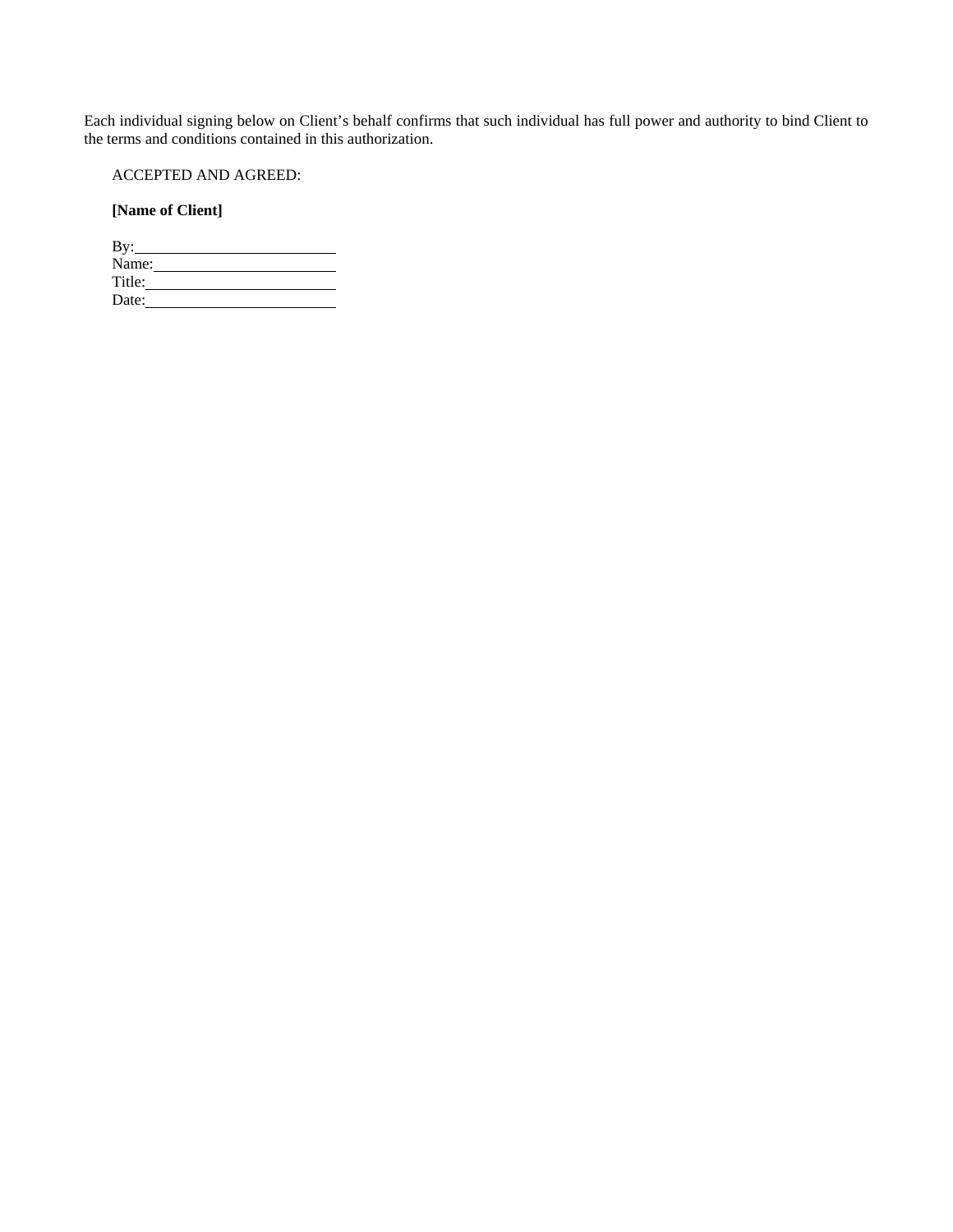Each individual signing below on Client’s behalf confirms that such individual has full power and authority to bind Client to the terms and conditions contained in this authorization.

ACCEPTED AND AGREED:

**[Name of Client]**

By: \_\_\_\_\_\_\_\_\_\_\_\_\_\_\_\_\_\_\_\_\_\_\_\_\_\_
Name: \_\_\_\_\_\_\_\_\_\_\_\_\_\_\_\_\_\_\_\_\_\_\_\_
Title: \_\_\_\_\_\_\_\_\_\_\_\_\_\_\_\_\_\_\_\_\_\_\_\_\_
Date: \_\_\_\_\_\_\_\_\_\_\_\_\_\_\_\_\_\_\_\_\_\_\_\_\_